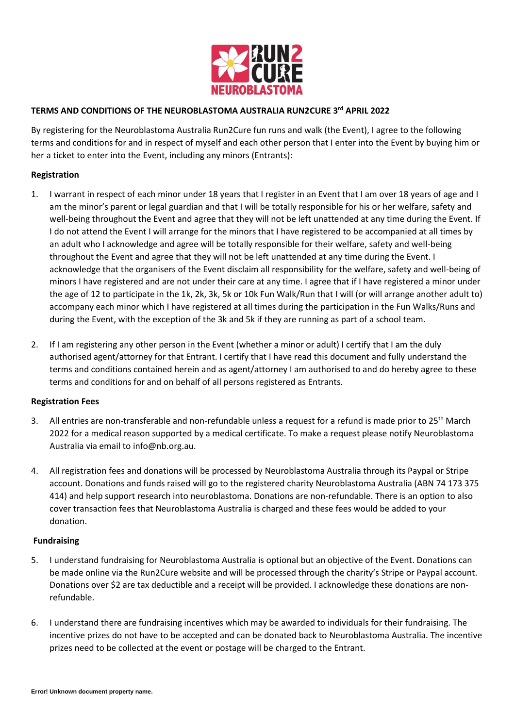**TERMS AND CONDITIONS OF THE NEUROBLASTOMA AUSTRALIA RUN2CURE 3rd APRIL 2022**

By registering for the Neuroblastoma Australia Run2Cure fun runs and walk (the Event), I agree to the following terms and conditions for and in respect of myself and each other person that I enter into the Event by buying him or her a ticket to enter into the Event, including any minors (Entrants):

**Registration**

1. I warrant in respect of each minor under 18 years that I register in an Event that I am over 18 years of age and I am the minor's parent or legal guardian and that I will be totally responsible for his or her welfare, safety and well-being throughout the Event and agree that they will not be left unattended at any time during the Event. If I do not attend the Event I will arrange for the minors that I have registered to be accompanied at all times by an adult who I acknowledge and agree will be totally responsible for their welfare, safety and well-being throughout the Event and agree that they will not be left unattended at any time during the Event. I acknowledge that the organisers of the Event disclaim all responsibility for the welfare, safety and well-being of minors I have registered and are not under their care at any time. I agree that if I have registered a minor under the age of 12 to participate in the 1k, 2k, 3k, 5k or 10k Fun Walk/Run that I will (or will arrange another adult to) accompany each minor which I have registered at all times during the participation in the Fun Walks/Runs and during the Event, with the exception of the 3k and 5k if they are running as part of a school team.

2. If I am registering any other person in the Event (whether a minor or adult) I certify that I am the duly authorised agent/attorney for that Entrant. I certify that I have read this document and fully understand the terms and conditions contained herein and as agent/attorney I am authorised to and do hereby agree to these terms and conditions for and on behalf of all persons registered as Entrants.

**Registration Fees**

3. All entries are non-transferable and non-refundable unless a request for a refund is made prior to 25th March 2022 for a medical reason supported by a medical certificate. To make a request please notify Neuroblastoma Australia via email to info@nb.org.au.

4. All registration fees and donations will be processed by Neuroblastoma Australia through its Paypal or Stripe account. Donations and funds raised will go to the registered charity Neuroblastoma Australia (ABN 74 173 375 414) and help support research into neuroblastoma. Donations are non-refundable. There is an option to also cover transaction fees that Neuroblastoma Australia is charged and these fees would be added to your donation.

**Fundraising**

5. I understand fundraising for Neuroblastoma Australia is optional but an objective of the Event. Donations can be made online via the Run2Cure website and will be processed through the charity's Stripe or Paypal account. Donations over $2 are tax deductible and a receipt will be provided. I acknowledge these donations are non-refundable.

6. I understand there are fundraising incentives which may be awarded to individuals for their fundraising. The incentive prizes do not have to be accepted and can be donated back to Neuroblastoma Australia. The incentive prizes need to be collected at the event or postage will be charged to the Entrant.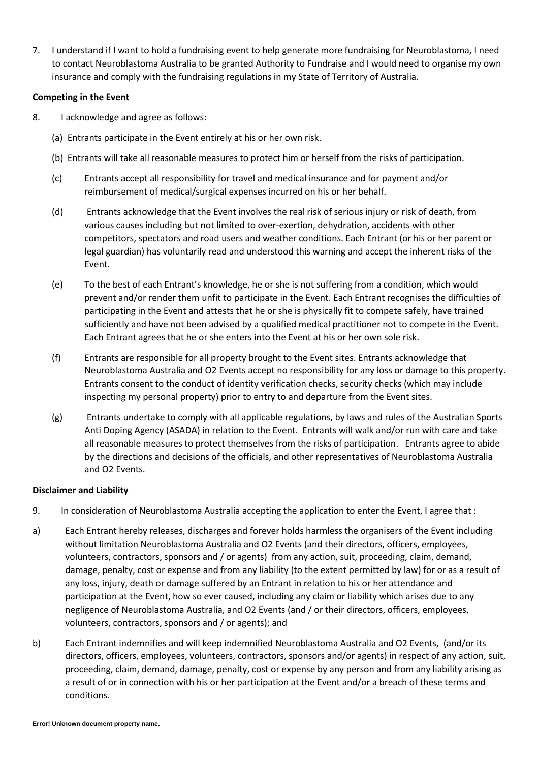7. I understand if I want to hold a fundraising event to help generate more fundraising for Neuroblastoma, I need to contact Neuroblastoma Australia to be granted Authority to Fundraise and I would need to organise my own insurance and comply with the fundraising regulations in my State of Territory of Australia.

**Competing in the Event**

8. I acknowledge and agree as follows:

   (a) Entrants participate in the Event entirely at his or her own risk.

   (b) Entrants will take all reasonable measures to protect him or herself from the risks of participation.

   (c) Entrants accept all responsibility for travel and medical insurance and for payment and/or reimbursement of medical/surgical expenses incurred on his or her behalf.

   (d) Entrants acknowledge that the Event involves the real risk of serious injury or risk of death, from various causes including but not limited to over-exertion, dehydration, accidents with other competitors, spectators and road users and weather conditions. Each Entrant (or his or her parent or legal guardian) has voluntarily read and understood this warning and accept the inherent risks of the Event.

   (e) To the best of each Entrant's knowledge, he or she is not suffering from a condition, which would prevent and/or render them unfit to participate in the Event. Each Entrant recognises the difficulties of participating in the Event and attests that he or she is physically fit to compete safely, have trained sufficiently and have not been advised by a qualified medical practitioner not to compete in the Event. Each Entrant agrees that he or she enters into the Event at his or her own sole risk.

   (f) Entrants are responsible for all property brought to the Event sites. Entrants acknowledge that Neuroblastoma Australia and O2 Events accept no responsibility for any loss or damage to this property. Entrants consent to the conduct of identity verification checks, security checks (which may include inspecting my personal property) prior to entry to and departure from the Event sites.

   (g) Entrants undertake to comply with all applicable regulations, by laws and rules of the Australian Sports Anti Doping Agency (ASADA) in relation to the Event. Entrants will walk and/or run with care and take all reasonable measures to protect themselves from the risks of participation. Entrants agree to abide by the directions and decisions of the officials, and other representatives of Neuroblastoma Australia and O2 Events.

**Disclaimer and Liability**

9. In consideration of Neuroblastoma Australia accepting the application to enter the Event, I agree that :

a) Each Entrant hereby releases, discharges and forever holds harmless the organisers of the Event including without limitation Neuroblastoma Australia and O2 Events (and their directors, officers, employees, volunteers, contractors, sponsors and / or agents) from any action, suit, proceeding, claim, demand, damage, penalty, cost or expense and from any liability (to the extent permitted by law) for or as a result of any loss, injury, death or damage suffered by an Entrant in relation to his or her attendance and participation at the Event, how so ever caused, including any claim or liability which arises due to any negligence of Neuroblastoma Australia, and O2 Events (and / or their directors, officers, employees, volunteers, contractors, sponsors and / or agents); and

b) Each Entrant indemnifies and will keep indemnified Neuroblastoma Australia and O2 Events, (and/or its directors, officers, employees, volunteers, contractors, sponsors and/or agents) in respect of any action, suit, proceeding, claim, demand, damage, penalty, cost or expense by any person and from any liability arising as a result of or in connection with his or her participation at the Event and/or a breach of these terms and conditions.

**Error! Unknown document property name.**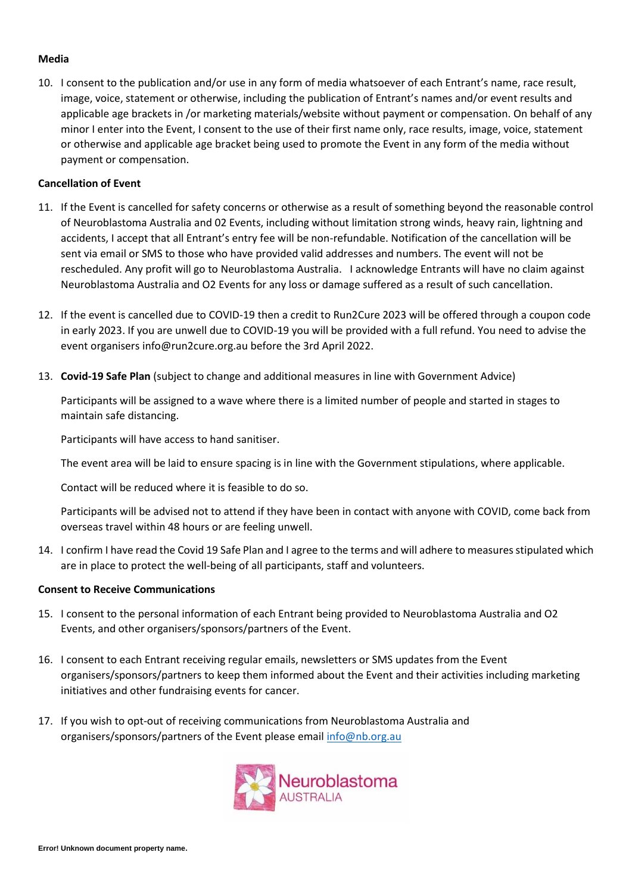**Media**

10. I consent to the publication and/or use in any form of media whatsoever of each Entrant's name, race result, image, voice, statement or otherwise, including the publication of Entrant's names and/or event results and applicable age brackets in /or marketing materials/website without payment or compensation. On behalf of any minor I enter into the Event, I consent to the use of their first name only, race results, image, voice, statement or otherwise and applicable age bracket being used to promote the Event in any form of the media without payment or compensation.

**Cancellation of Event**

11. If the Event is cancelled for safety concerns or otherwise as a result of something beyond the reasonable control of Neuroblastoma Australia and 02 Events, including without limitation strong winds, heavy rain, lightning and accidents, I accept that all Entrant's entry fee will be non-refundable. Notification of the cancellation will be sent via email or SMS to those who have provided valid addresses and numbers. The event will not be rescheduled. Any profit will go to Neuroblastoma Australia. I acknowledge Entrants will have no claim against Neuroblastoma Australia and O2 Events for any loss or damage suffered as a result of such cancellation.

12. If the event is cancelled due to COVID-19 then a credit to Run2Cure 2023 will be offered through a coupon code in early 2023. If you are unwell due to COVID-19 you will be provided with a full refund. You need to advise the event organisers info@run2cure.org.au before the 3rd April 2022.

13. **Covid-19 Safe Plan** (subject to change and additional measures in line with Government Advice)

    Participants will be assigned to a wave where there is a limited number of people and started in stages to maintain safe distancing.

    Participants will have access to hand sanitiser.

    The event area will be laid to ensure spacing is in line with the Government stipulations, where applicable.

    Contact will be reduced where it is feasible to do so.

    Participants will be advised not to attend if they have been in contact with anyone with COVID, come back from overseas travel within 48 hours or are feeling unwell.

14. I confirm I have read the Covid 19 Safe Plan and I agree to the terms and will adhere to measures stipulated which are in place to protect the well-being of all participants, staff and volunteers.

**Consent to Receive Communications**

15. I consent to the personal information of each Entrant being provided to Neuroblastoma Australia and O2 Events, and other organisers/sponsors/partners of the Event.

16. I consent to each Entrant receiving regular emails, newsletters or SMS updates from the Event organisers/sponsors/partners to keep them informed about the Event and their activities including marketing initiatives and other fundraising events for cancer.

17. If you wish to opt-out of receiving communications from Neuroblastoma Australia and organisers/sponsors/partners of the Event please email info@nb.org.au

Neuroblastoma AUSTRALIA